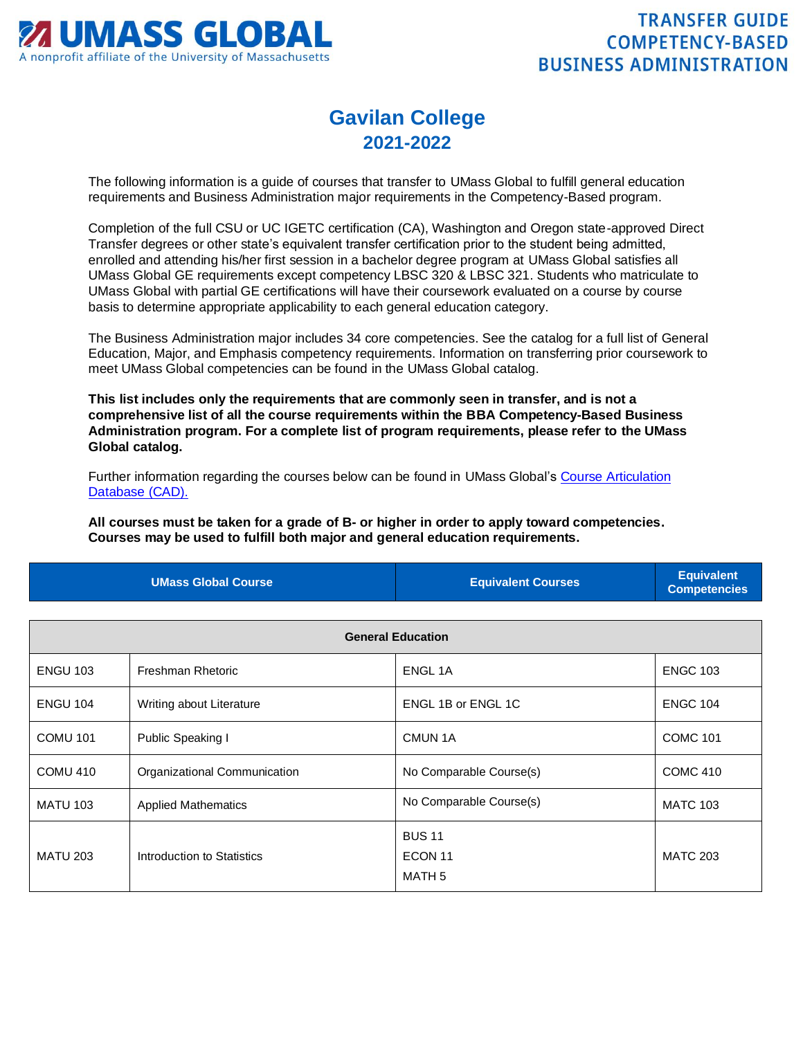# UMASS GLOBAL

A nonprofit affiliate of the University of Massachusetts

**TRANSFER GUIDE**
**COMPETENCY-BASED**
**BUSINESS ADMINISTRATION**

## Gavilan College
## 2021-2022

The following information is a guide of courses that transfer to UMass Global to fulfill general education requirements and Business Administration major requirements in the Competency-Based program.

Completion of the full CSU or UC IGETC certification (CA), Washington and Oregon state-approved Direct Transfer degrees or other state's equivalent transfer certification prior to the student being admitted, enrolled and attending his/her first session in a bachelor degree program at UMass Global satisfies all UMass Global GE requirements except competency LBSC 320 & LBSC 321. Students who matriculate to UMass Global with partial GE certifications will have their coursework evaluated on a course by course basis to determine appropriate applicability to each general education category.

The Business Administration major includes 34 core competencies. See the catalog for a full list of General Education, Major, and Emphasis competency requirements. Information on transferring prior coursework to meet UMass Global competencies can be found in the UMass Global catalog.

**This list includes only the requirements that are commonly seen in transfer, and is not a comprehensive list of all the course requirements within the BBA Competency-Based Business Administration program. For a complete list of program requirements, please refer to the UMass Global catalog.**

Further information regarding the courses below can be found in UMass Global's [Course Articulation Database (CAD).]()

**All courses must be taken for a grade of B- or higher in order to apply toward competencies. Courses may be used to fulfill both major and general education requirements.**

| UMass Global Course | | Equivalent Courses | Equivalent Competencies |
|---|---|---|---|
| **General Education** | | | |
| ENGU 103 | Freshman Rhetoric | ENGL 1A | ENGC 103 |
| ENGU 104 | Writing about Literature | ENGL 1B or ENGL 1C | ENGC 104 |
| COMU 101 | Public Speaking I | CMUN 1A | COMC 101 |
| COMU 410 | Organizational Communication | No Comparable Course(s) | COMC 410 |
| MATU 103 | Applied Mathematics | No Comparable Course(s) | MATC 103 |
| MATU 203 | Introduction to Statistics | BUS 11<br>ECON 11<br>MATH 5 | MATC 203 |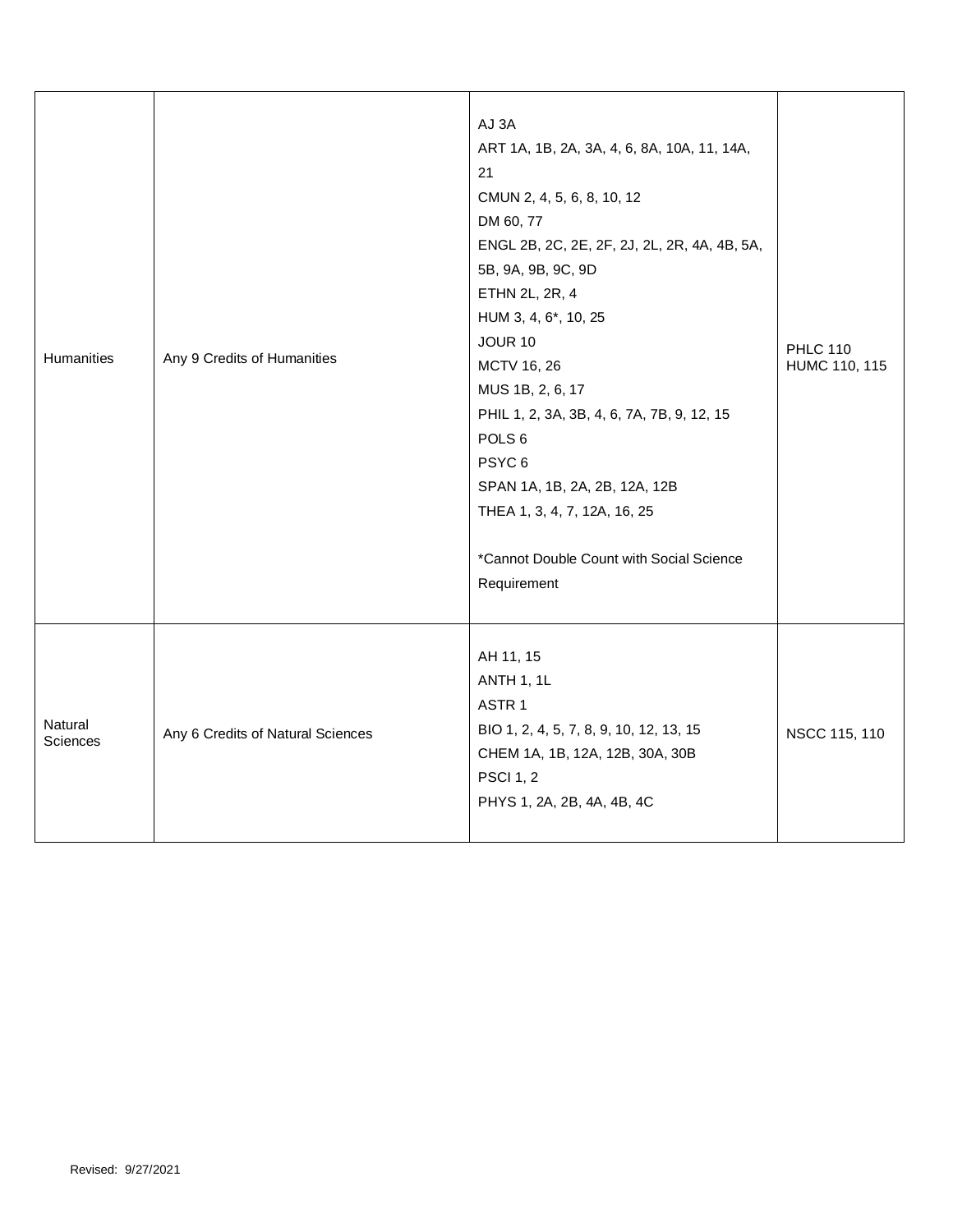| Humanities | Any 9 Credits of Humanities | AJ 3A<br>ART 1A, 1B, 2A, 3A, 4, 6, 8A, 10A, 11, 14A, 21<br>CMUN 2, 4, 5, 6, 8, 10, 12<br>DM 60, 77<br>ENGL 2B, 2C, 2E, 2F, 2J, 2L, 2R, 4A, 4B, 5A, 5B, 9A, 9B, 9C, 9D<br>ETHN 2L, 2R, 4<br>HUM 3, 4, 6*, 10, 25<br>JOUR 10<br>MCTV 16, 26<br>MUS 1B, 2, 6, 17<br>PHIL 1, 2, 3A, 3B, 4, 6, 7A, 7B, 9, 12, 15<br>POLS 6<br>PSYC 6<br>SPAN 1A, 1B, 2A, 2B, 12A, 12B<br>THEA 1, 3, 4, 7, 12A, 16, 25<br><br>*Cannot Double Count with Social Science Requirement | PHLC 110<br>HUMC 110, 115 |
|---|---|---|---|
| Natural Sciences | Any 6 Credits of Natural Sciences | AH 11, 15<br>ANTH 1, 1L<br>ASTR 1<br>BIO 1, 2, 4, 5, 7, 8, 9, 10, 12, 13, 15<br>CHEM 1A, 1B, 12A, 12B, 30A, 30B<br>PSCI 1, 2<br>PHYS 1, 2A, 2B, 4A, 4B, 4C | NSCC 115, 110 |

Revised: 9/27/2021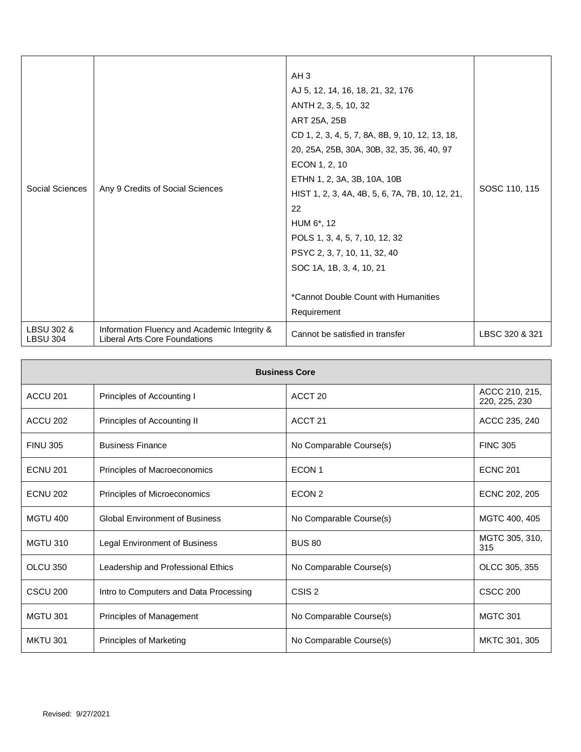| | | | |
|---|---|---|---|
| Social Sciences | Any 9 Credits of Social Sciences | AH 3<br>AJ 5, 12, 14, 16, 18, 21, 32, 176<br>ANTH 2, 3, 5, 10, 32<br>ART 25A, 25B<br>CD 1, 2, 3, 4, 5, 7, 8A, 8B, 9, 10, 12, 13, 18, 20, 25A, 25B, 30A, 30B, 32, 35, 36, 40, 97<br>ECON 1, 2, 10<br>ETHN 1, 2, 3A, 3B, 10A, 10B<br>HIST 1, 2, 3, 4A, 4B, 5, 6, 7A, 7B, 10, 12, 21, 22<br>HUM 6*, 12<br>POLS 1, 3, 4, 5, 7, 10, 12, 32<br>PSYC 2, 3, 7, 10, 11, 32, 40<br>SOC 1A, 1B, 3, 4, 10, 21<br><br>*Cannot Double Count with Humanities Requirement | SOSC 110, 115 |
| LBSU 302 & LBSU 304 | Information Fluency and Academic Integrity & Liberal Arts Core Foundations | Cannot be satisfied in transfer | LBSC 320 & 321 |

| **Business Core** | | | |
|---|---|---|---|
| ACCU 201 | Principles of Accounting I | ACCT 20 | ACCC 210, 215, 220, 225, 230 |
| ACCU 202 | Principles of Accounting II | ACCT 21 | ACCC 235, 240 |
| FINU 305 | Business Finance | No Comparable Course(s) | FINC 305 |
| ECNU 201 | Principles of Macroeconomics | ECON 1 | ECNC 201 |
| ECNU 202 | Principles of Microeconomics | ECON 2 | ECNC 202, 205 |
| MGTU 400 | Global Environment of Business | No Comparable Course(s) | MGTC 400, 405 |
| MGTU 310 | Legal Environment of Business | BUS 80 | MGTC 305, 310, 315 |
| OLCU 350 | Leadership and Professional Ethics | No Comparable Course(s) | OLCC 305, 355 |
| CSCU 200 | Intro to Computers and Data Processing | CSIS 2 | CSCC 200 |
| MGTU 301 | Principles of Management | No Comparable Course(s) | MGTC 301 |
| MKTU 301 | Principles of Marketing | No Comparable Course(s) | MKTC 301, 305 |

Revised: 9/27/2021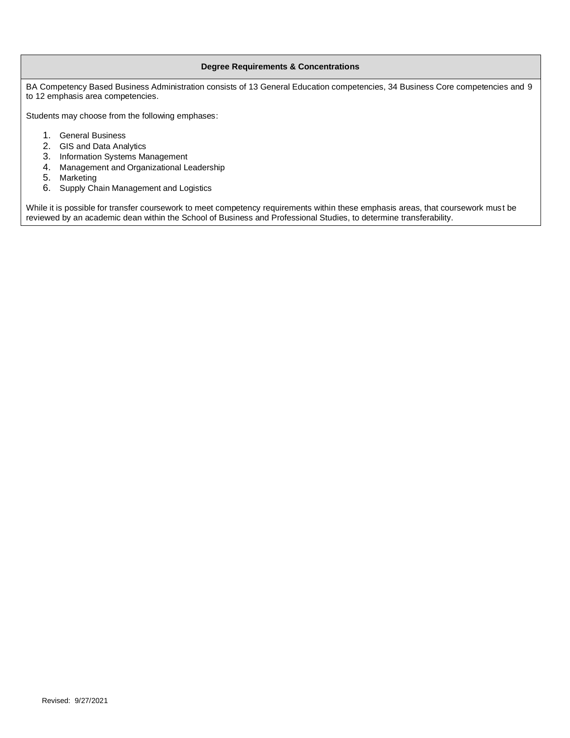## Degree Requirements & Concentrations

BA Competency Based Business Administration consists of 13 General Education competencies, 34 Business Core competencies and 9 to 12 emphasis area competencies.

Students may choose from the following emphases:

1. General Business
2. GIS and Data Analytics
3. Information Systems Management
4. Management and Organizational Leadership
5. Marketing
6. Supply Chain Management and Logistics

While it is possible for transfer coursework to meet competency requirements within these emphasis areas, that coursework must be reviewed by an academic dean within the School of Business and Professional Studies, to determine transferability.

Revised: 9/27/2021